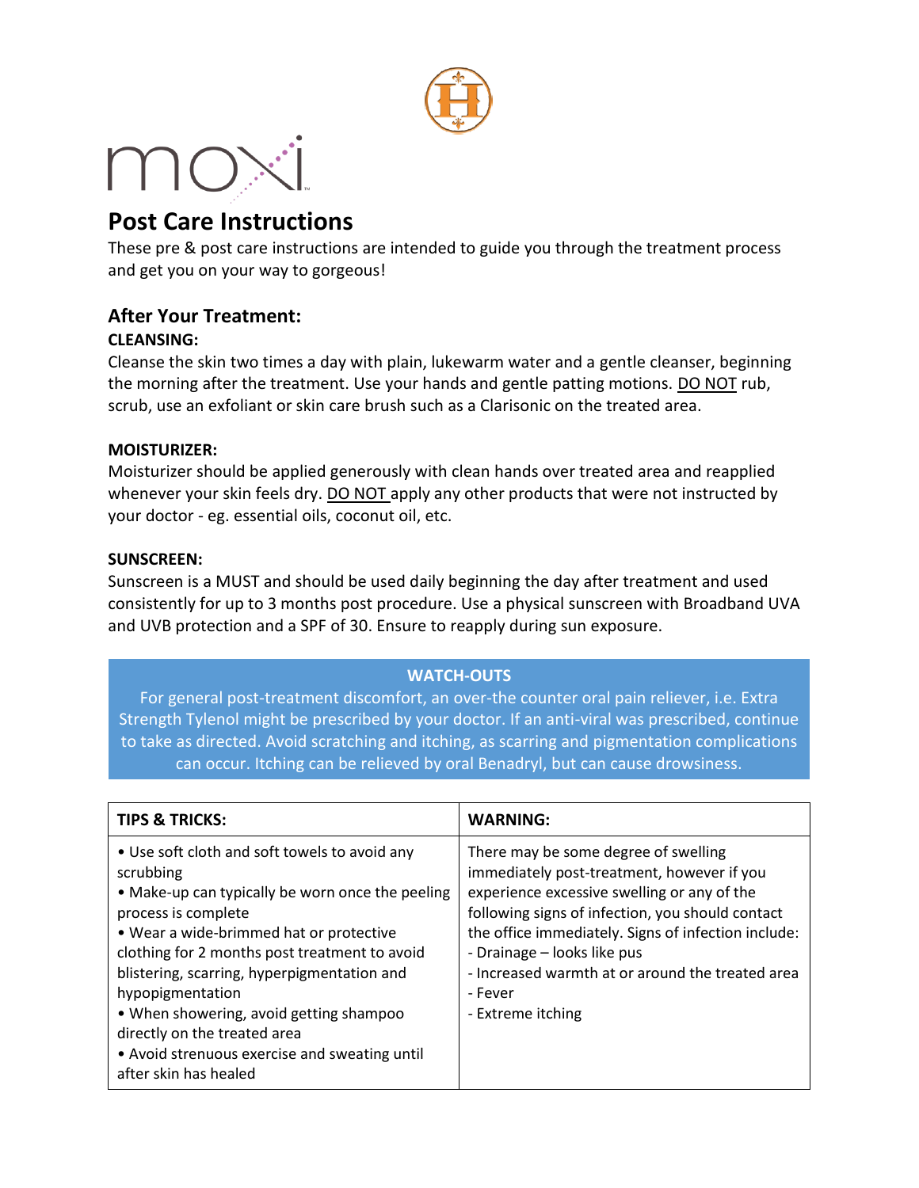moxi

# Post Care Instructions

These pre & post care instructions are intended to guide you through the treatment process and get you on your way to gorgeous!

## After Your Treatment:

**CLEANSING:**

Cleanse the skin two times a day with plain, lukewarm water and a gentle cleanser, beginning the morning after the treatment. Use your hands and gentle patting motions. DO NOT rub, scrub, use an exfoliant or skin care brush such as a Clarisonic on the treated area.

**MOISTURIZER:**

Moisturizer should be applied generously with clean hands over treated area and reapplied whenever your skin feels dry. DO NOT apply any other products that were not instructed by your doctor - eg. essential oils, coconut oil, etc.

**SUNSCREEN:**

Sunscreen is a MUST and should be used daily beginning the day after treatment and used consistently for up to 3 months post procedure. Use a physical sunscreen with Broadband UVA and UVB protection and a SPF of 30. Ensure to reapply during sun exposure.

**WATCH-OUTS**

For general post-treatment discomfort, an over-the counter oral pain reliever, i.e. Extra Strength Tylenol might be prescribed by your doctor. If an anti-viral was prescribed, continue to take as directed. Avoid scratching and itching, as scarring and pigmentation complications can occur. Itching can be relieved by oral Benadryl, but can cause drowsiness.

| TIPS & TRICKS: | WARNING: |
|---|---|
| • Use soft cloth and soft towels to avoid any scrubbing<br>• Make-up can typically be worn once the peeling process is complete<br>• Wear a wide-brimmed hat or protective clothing for 2 months post treatment to avoid blistering, scarring, hyperpigmentation and hypopigmentation<br>• When showering, avoid getting shampoo directly on the treated area<br>• Avoid strenuous exercise and sweating until after skin has healed | There may be some degree of swelling immediately post-treatment, however if you experience excessive swelling or any of the following signs of infection, you should contact the office immediately. Signs of infection include:<br>- Drainage – looks like pus<br>- Increased warmth at or around the treated area<br>- Fever<br>- Extreme itching |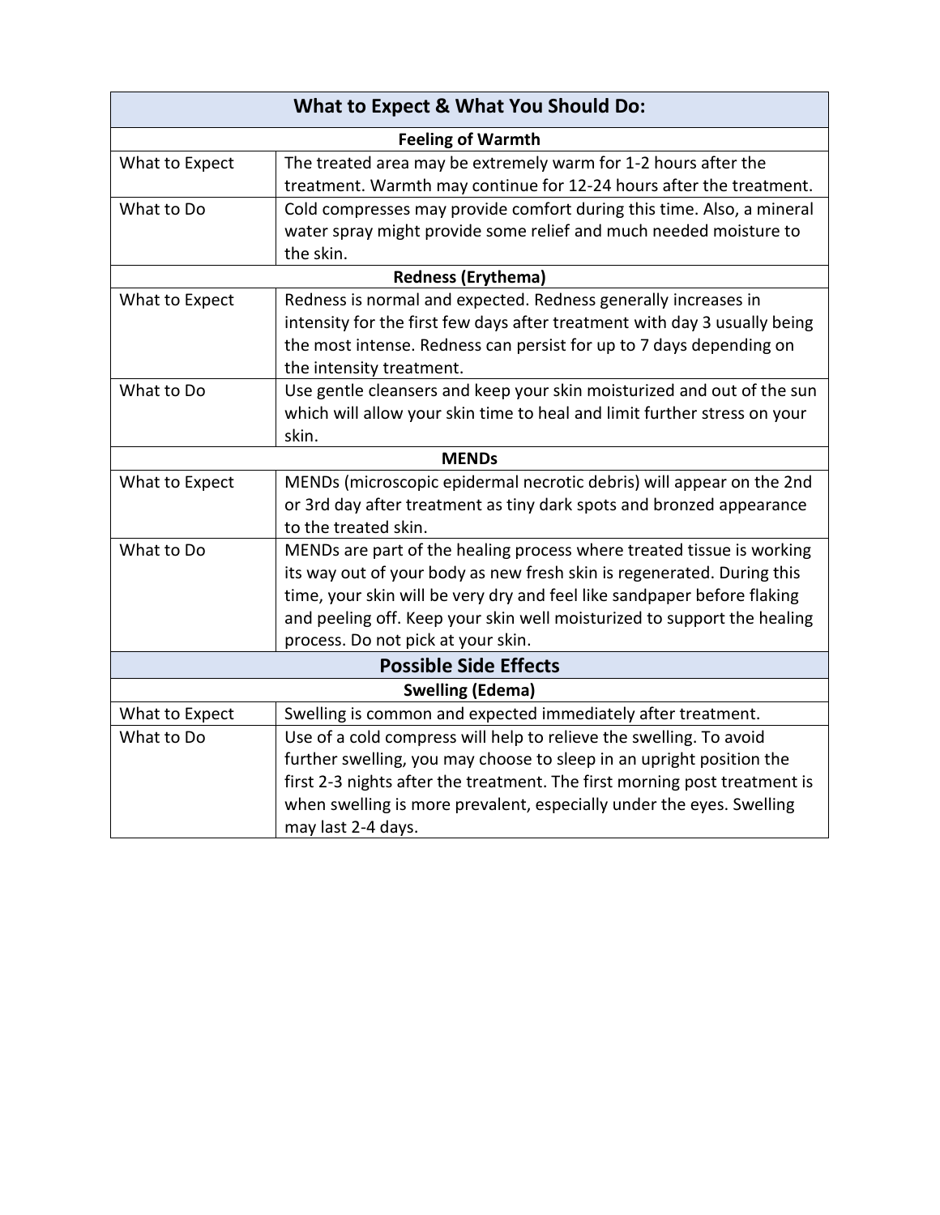| What to Expect & What You Should Do: | |
|---|---|
| **Feeling of Warmth** | |
| What to Expect | The treated area may be extremely warm for 1-2 hours after the treatment. Warmth may continue for 12-24 hours after the treatment. |
| What to Do | Cold compresses may provide comfort during this time. Also, a mineral water spray might provide some relief and much needed moisture to the skin. |
| **Redness (Erythema)** | |
| What to Expect | Redness is normal and expected. Redness generally increases in intensity for the first few days after treatment with day 3 usually being the most intense. Redness can persist for up to 7 days depending on the intensity treatment. |
| What to Do | Use gentle cleansers and keep your skin moisturized and out of the sun which will allow your skin time to heal and limit further stress on your skin. |
| **MENDs** | |
| What to Expect | MENDs (microscopic epidermal necrotic debris) will appear on the 2nd or 3rd day after treatment as tiny dark spots and bronzed appearance to the treated skin. |
| What to Do | MENDs are part of the healing process where treated tissue is working its way out of your body as new fresh skin is regenerated. During this time, your skin will be very dry and feel like sandpaper before flaking and peeling off. Keep your skin well moisturized to support the healing process. Do not pick at your skin. |
| **Possible Side Effects** | |
| **Swelling (Edema)** | |
| What to Expect | Swelling is common and expected immediately after treatment. |
| What to Do | Use of a cold compress will help to relieve the swelling. To avoid further swelling, you may choose to sleep in an upright position the first 2-3 nights after the treatment. The first morning post treatment is when swelling is more prevalent, especially under the eyes. Swelling may last 2-4 days. |